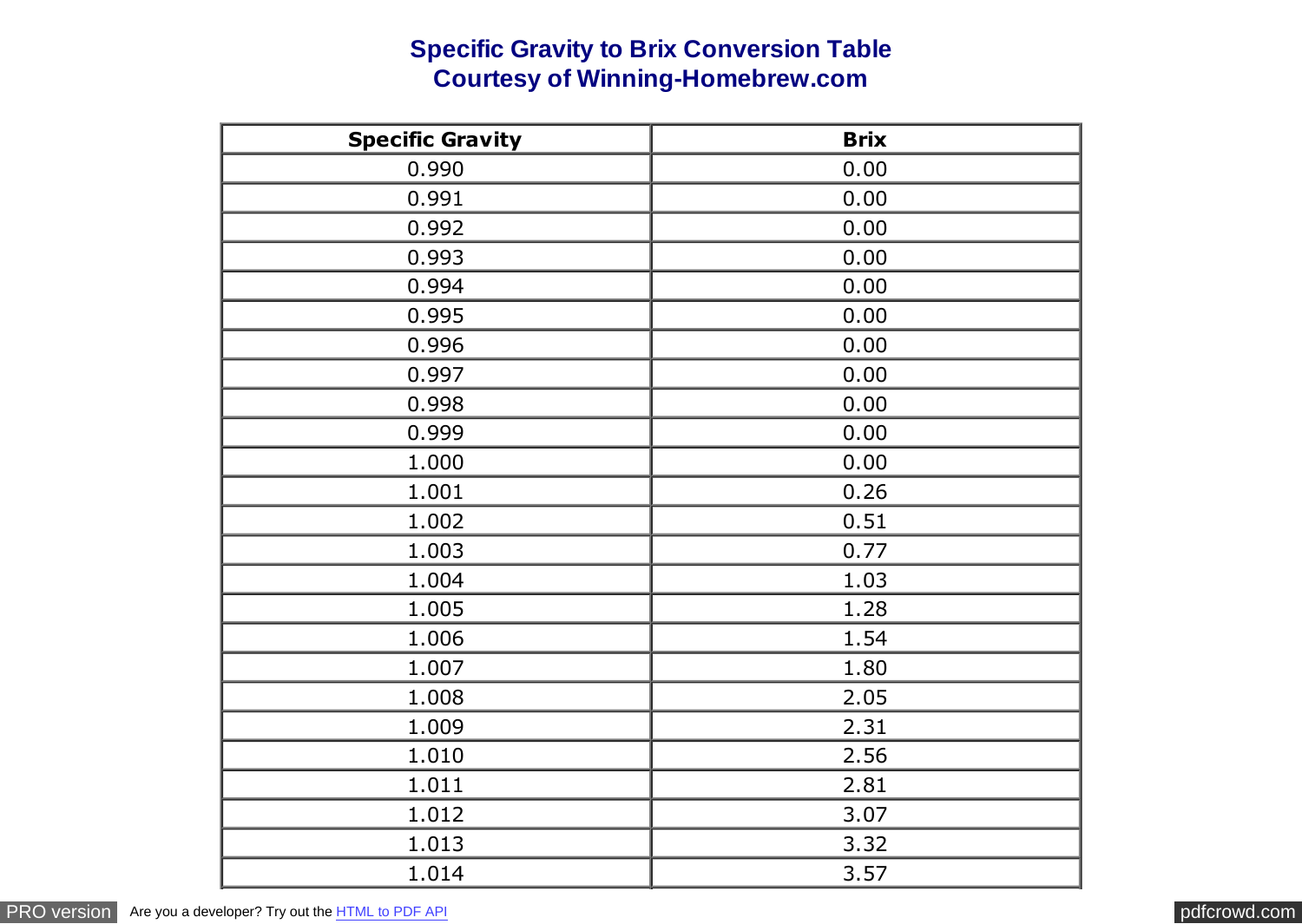# Specific Gravity to Brix Conversion Table
# Courtesy of Winning-Homebrew.com

| Specific Gravity | Brix |
|---|---|
| 0.990 | 0.00 |
| 0.991 | 0.00 |
| 0.992 | 0.00 |
| 0.993 | 0.00 |
| 0.994 | 0.00 |
| 0.995 | 0.00 |
| 0.996 | 0.00 |
| 0.997 | 0.00 |
| 0.998 | 0.00 |
| 0.999 | 0.00 |
| 1.000 | 0.00 |
| 1.001 | 0.26 |
| 1.002 | 0.51 |
| 1.003 | 0.77 |
| 1.004 | 1.03 |
| 1.005 | 1.28 |
| 1.006 | 1.54 |
| 1.007 | 1.80 |
| 1.008 | 2.05 |
| 1.009 | 2.31 |
| 1.010 | 2.56 |
| 1.011 | 2.81 |
| 1.012 | 3.07 |
| 1.013 | 3.32 |
| 1.014 | 3.57 |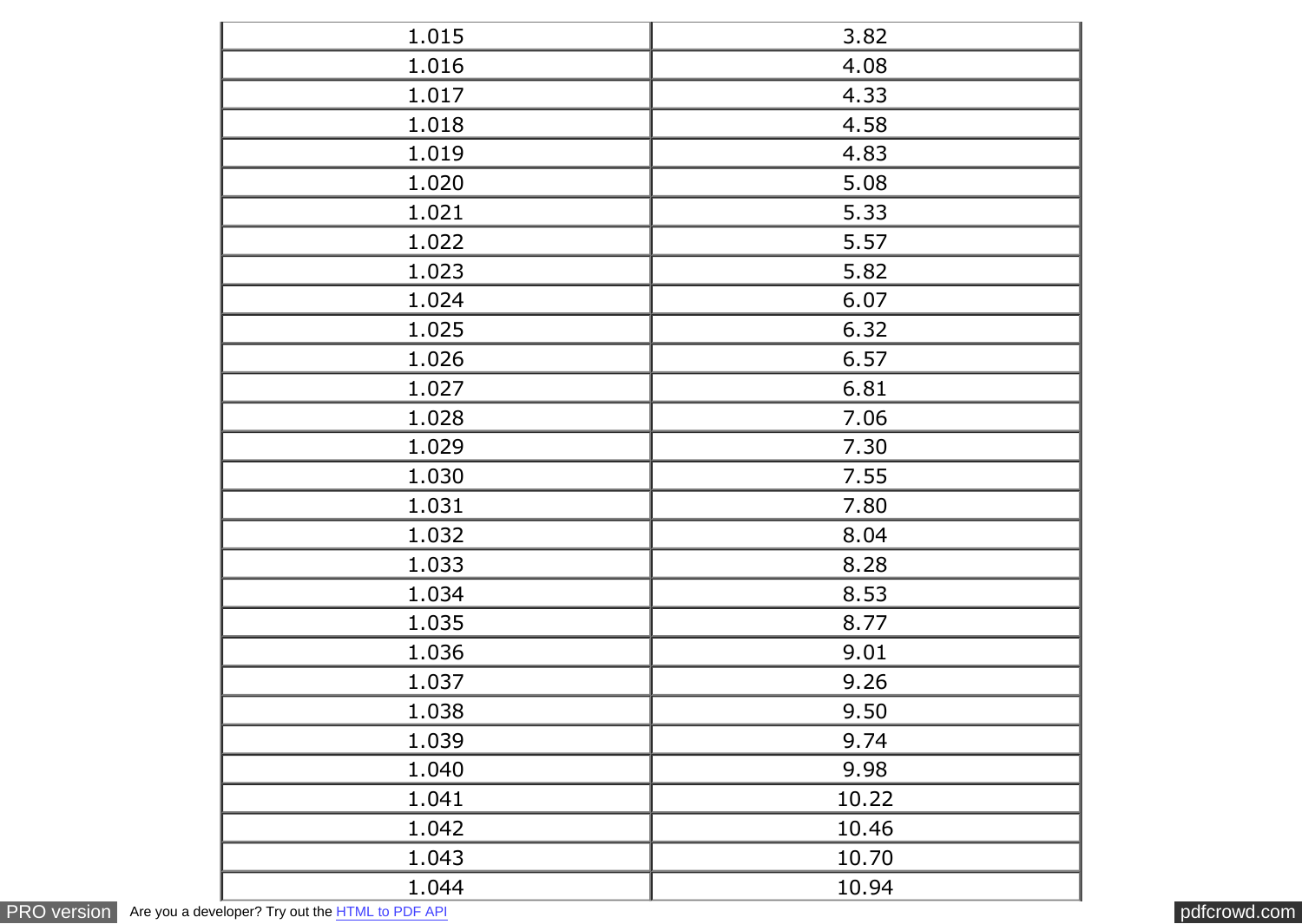| | |
|---|---|
| 1.015 | 3.82 |
| 1.016 | 4.08 |
| 1.017 | 4.33 |
| 1.018 | 4.58 |
| 1.019 | 4.83 |
| 1.020 | 5.08 |
| 1.021 | 5.33 |
| 1.022 | 5.57 |
| 1.023 | 5.82 |
| 1.024 | 6.07 |
| 1.025 | 6.32 |
| 1.026 | 6.57 |
| 1.027 | 6.81 |
| 1.028 | 7.06 |
| 1.029 | 7.30 |
| 1.030 | 7.55 |
| 1.031 | 7.80 |
| 1.032 | 8.04 |
| 1.033 | 8.28 |
| 1.034 | 8.53 |
| 1.035 | 8.77 |
| 1.036 | 9.01 |
| 1.037 | 9.26 |
| 1.038 | 9.50 |
| 1.039 | 9.74 |
| 1.040 | 9.98 |
| 1.041 | 10.22 |
| 1.042 | 10.46 |
| 1.043 | 10.70 |
| 1.044 | 10.94 |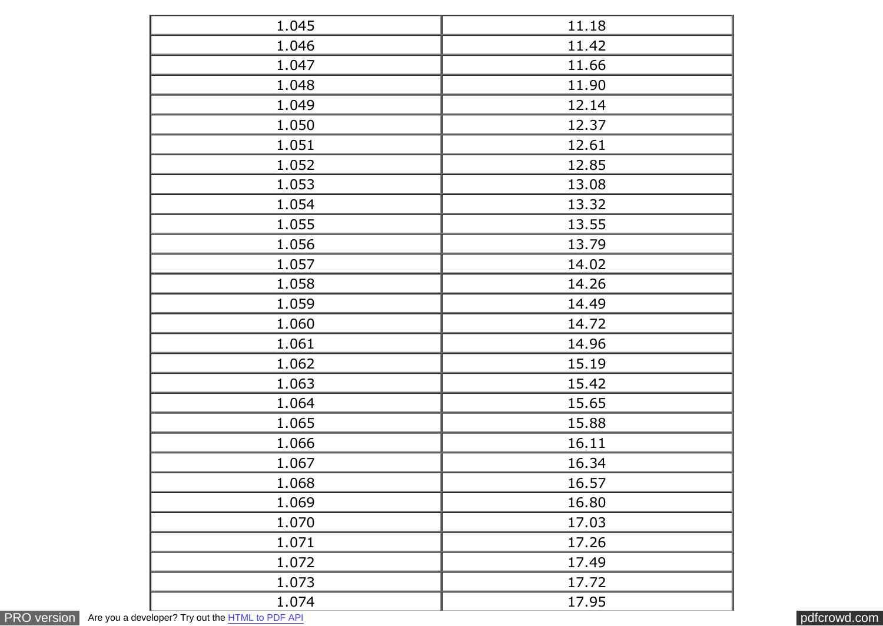| 1.045 | 11.18 |
|---|---|
| 1.046 | 11.42 |
| 1.047 | 11.66 |
| 1.048 | 11.90 |
| 1.049 | 12.14 |
| 1.050 | 12.37 |
| 1.051 | 12.61 |
| 1.052 | 12.85 |
| 1.053 | 13.08 |
| 1.054 | 13.32 |
| 1.055 | 13.55 |
| 1.056 | 13.79 |
| 1.057 | 14.02 |
| 1.058 | 14.26 |
| 1.059 | 14.49 |
| 1.060 | 14.72 |
| 1.061 | 14.96 |
| 1.062 | 15.19 |
| 1.063 | 15.42 |
| 1.064 | 15.65 |
| 1.065 | 15.88 |
| 1.066 | 16.11 |
| 1.067 | 16.34 |
| 1.068 | 16.57 |
| 1.069 | 16.80 |
| 1.070 | 17.03 |
| 1.071 | 17.26 |
| 1.072 | 17.49 |
| 1.073 | 17.72 |
| 1.074 | 17.95 |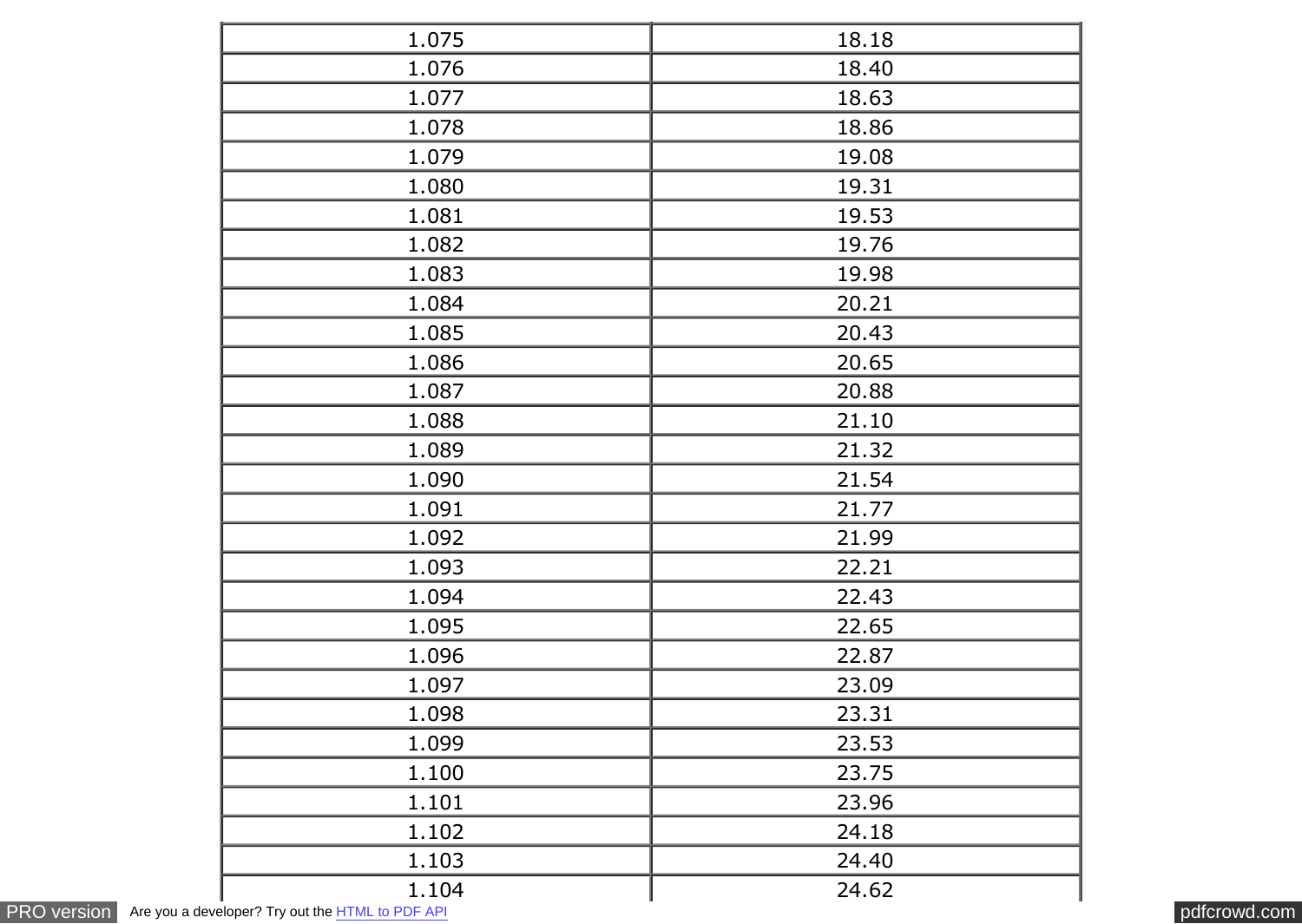| | |
|---|---|
| 1.075 | 18.18 |
| 1.076 | 18.40 |
| 1.077 | 18.63 |
| 1.078 | 18.86 |
| 1.079 | 19.08 |
| 1.080 | 19.31 |
| 1.081 | 19.53 |
| 1.082 | 19.76 |
| 1.083 | 19.98 |
| 1.084 | 20.21 |
| 1.085 | 20.43 |
| 1.086 | 20.65 |
| 1.087 | 20.88 |
| 1.088 | 21.10 |
| 1.089 | 21.32 |
| 1.090 | 21.54 |
| 1.091 | 21.77 |
| 1.092 | 21.99 |
| 1.093 | 22.21 |
| 1.094 | 22.43 |
| 1.095 | 22.65 |
| 1.096 | 22.87 |
| 1.097 | 23.09 |
| 1.098 | 23.31 |
| 1.099 | 23.53 |
| 1.100 | 23.75 |
| 1.101 | 23.96 |
| 1.102 | 24.18 |
| 1.103 | 24.40 |
| 1.104 | 24.62 |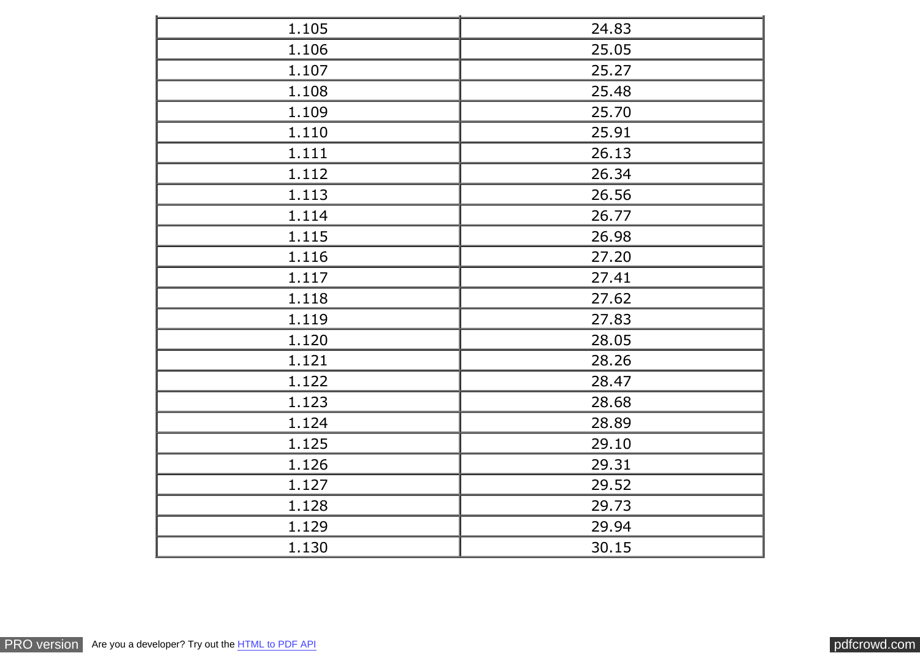| | |
|---|---|
| 1.105 | 24.83 |
| 1.106 | 25.05 |
| 1.107 | 25.27 |
| 1.108 | 25.48 |
| 1.109 | 25.70 |
| 1.110 | 25.91 |
| 1.111 | 26.13 |
| 1.112 | 26.34 |
| 1.113 | 26.56 |
| 1.114 | 26.77 |
| 1.115 | 26.98 |
| 1.116 | 27.20 |
| 1.117 | 27.41 |
| 1.118 | 27.62 |
| 1.119 | 27.83 |
| 1.120 | 28.05 |
| 1.121 | 28.26 |
| 1.122 | 28.47 |
| 1.123 | 28.68 |
| 1.124 | 28.89 |
| 1.125 | 29.10 |
| 1.126 | 29.31 |
| 1.127 | 29.52 |
| 1.128 | 29.73 |
| 1.129 | 29.94 |
| 1.130 | 30.15 |